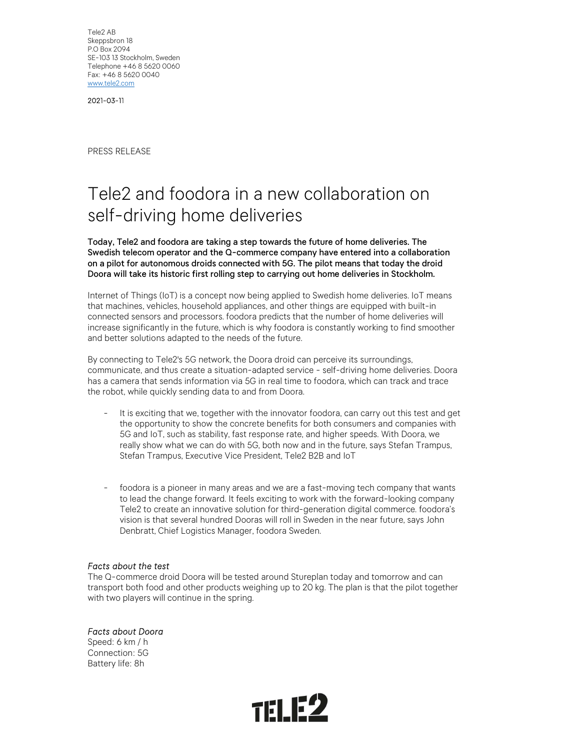Tele2 AB
Skeppsbron 18
P.O Box 2094
SE-103 13 Stockholm, Sweden
Telephone +46 8 5620 0060
Fax: +46 8 5620 0040
www.tele2.com

2021-03-11

PRESS RELEASE

# Tele2 and foodora in a new collaboration on self-driving home deliveries

**Today, Tele2 and foodora are taking a step towards the future of home deliveries. The Swedish telecom operator and the Q-commerce company have entered into a collaboration on a pilot for autonomous droids connected with 5G. The pilot means that today the droid Doora will take its historic first rolling step to carrying out home deliveries in Stockholm.**

Internet of Things (IoT) is a concept now being applied to Swedish home deliveries. IoT means that machines, vehicles, household appliances, and other things are equipped with built-in connected sensors and processors. foodora predicts that the number of home deliveries will increase significantly in the future, which is why foodora is constantly working to find smoother and better solutions adapted to the needs of the future.

By connecting to Tele2's 5G network, the Doora droid can perceive its surroundings, communicate, and thus create a situation-adapted service - self-driving home deliveries. Doora has a camera that sends information via 5G in real time to foodora, which can track and trace the robot, while quickly sending data to and from Doora.

- It is exciting that we, together with the innovator foodora, can carry out this test and get the opportunity to show the concrete benefits for both consumers and companies with 5G and IoT, such as stability, fast response rate, and higher speeds. With Doora, we really show what we can do with 5G, both now and in the future, says Stefan Trampus, Stefan Trampus, Executive Vice President, Tele2 B2B and IoT

- foodora is a pioneer in many areas and we are a fast-moving tech company that wants to lead the change forward. It feels exciting to work with the forward-looking company Tele2 to create an innovative solution for third-generation digital commerce. foodora's vision is that several hundred Dooras will roll in Sweden in the near future, says John Denbratt, Chief Logistics Manager, foodora Sweden.

*Facts about the test*
The Q-commerce droid Doora will be tested around Stureplan today and tomorrow and can transport both food and other products weighing up to 20 kg. The plan is that the pilot together with two players will continue in the spring.

*Facts about Doora*
Speed: 6 km / h
Connection: 5G
Battery life: 8h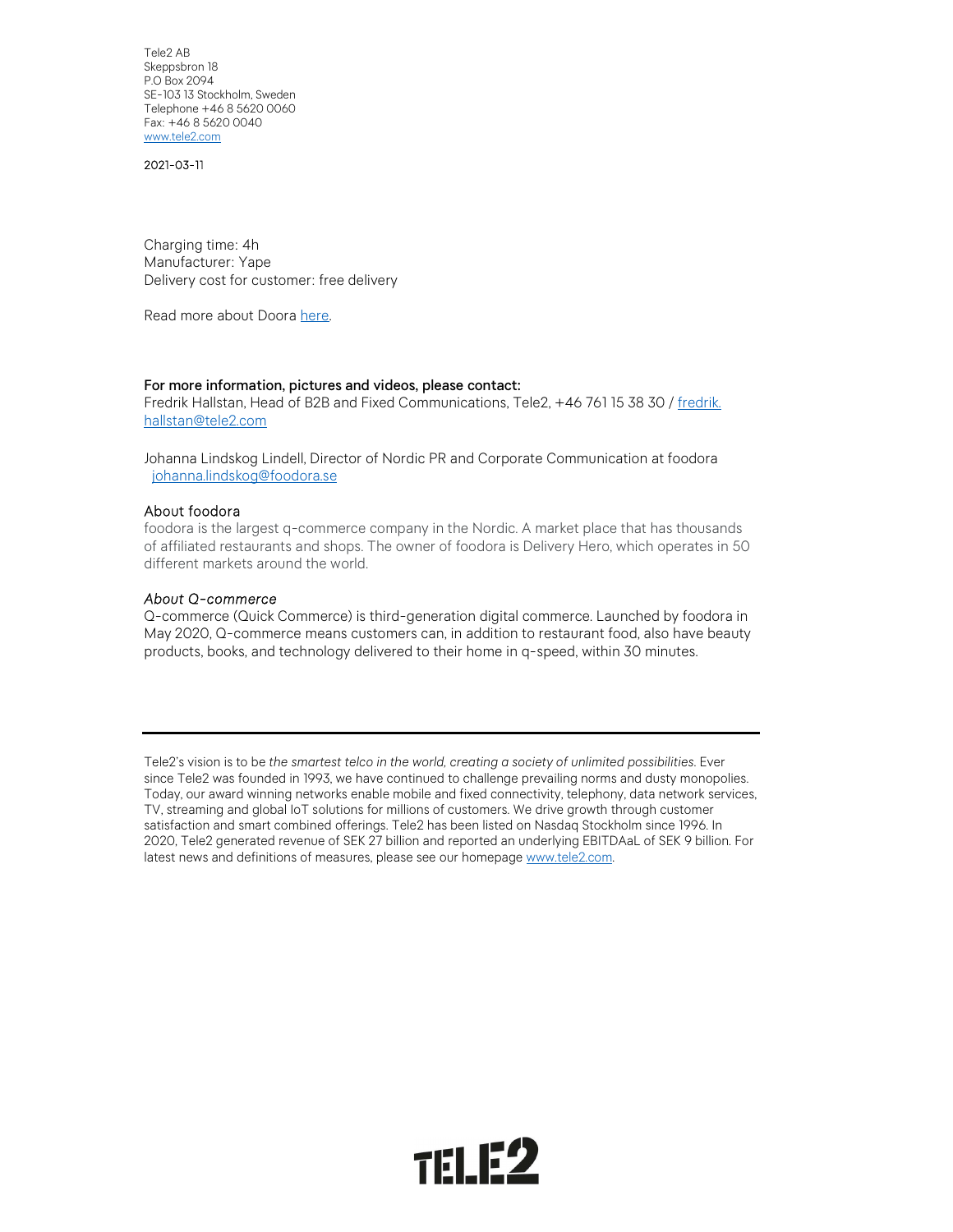Tele2 AB
Skeppsbron 18
P.O Box 2094
SE-103 13 Stockholm, Sweden
Telephone +46 8 5620 0060
Fax: +46 8 5620 0040
www.tele2.com

2021-03-11

Charging time: 4h
Manufacturer: Yape
Delivery cost for customer: free delivery

Read more about Doora here.

**For more information, pictures and videos, please contact:**
Fredrik Hallstan, Head of B2B and Fixed Communications, Tele2, +46 761 15 38 30 / fredrik.hallstan@tele2.com

Johanna Lindskog Lindell, Director of Nordic PR and Corporate Communication at foodora johanna.lindskog@foodora.se

### About foodora

foodora is the largest q-commerce company in the Nordic. A market place that has thousands of affiliated restaurants and shops. The owner of foodora is Delivery Hero, which operates in 50 different markets around the world.

### *About Q-commerce*

Q-commerce (Quick Commerce) is third-generation digital commerce. Launched by foodora in May 2020, Q-commerce means customers can, in addition to restaurant food, also have beauty products, books, and technology delivered to their home in q-speed, within 30 minutes.

---

Tele2's vision is to be *the smartest telco in the world, creating a society of unlimited possibilities*. Ever since Tele2 was founded in 1993, we have continued to challenge prevailing norms and dusty monopolies. Today, our award winning networks enable mobile and fixed connectivity, telephony, data network services, TV, streaming and global IoT solutions for millions of customers. We drive growth through customer satisfaction and smart combined offerings. Tele2 has been listed on Nasdaq Stockholm since 1996. In 2020, Tele2 generated revenue of SEK 27 billion and reported an underlying EBITDAaL of SEK 9 billion. For latest news and definitions of measures, please see our homepage www.tele2.com.